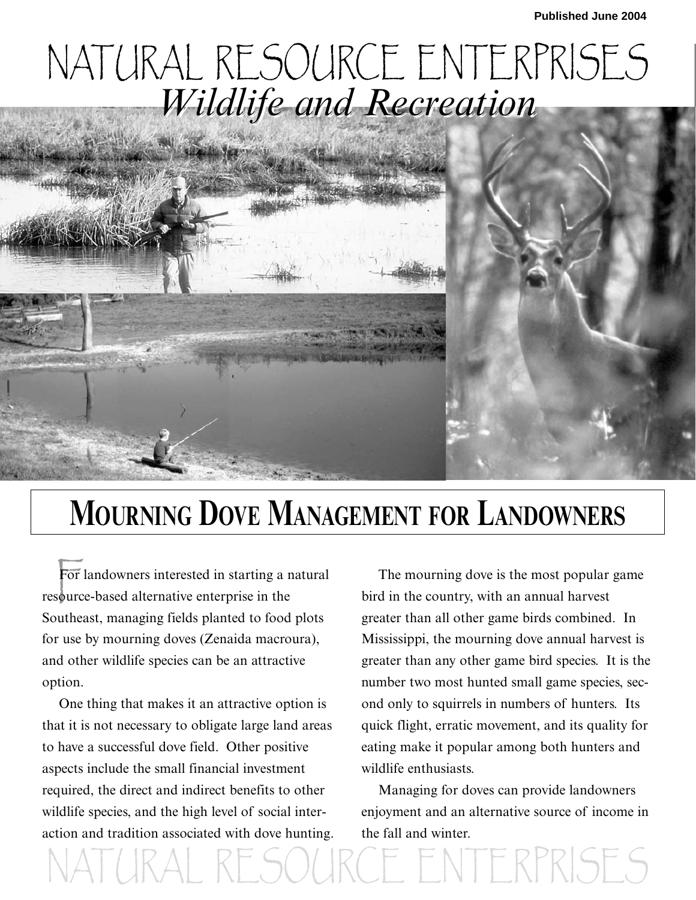Published June 2004

# NATURAL RESOURCE ENTERPRISES

*Wildlife and Recreation*

# MOURNING DOVE MANAGEMENT FOR LANDOWNERS

For landowners interested in starting a natural resource-based alternative enterprise in the Southeast, managing fields planted to food plots for use by mourning doves (Zenaida macroura), and other wildlife species can be an attractive option.

One thing that makes it an attractive option is that it is not necessary to obligate large land areas to have a successful dove field. Other positive aspects include the small financial investment required, the direct and indirect benefits to other wildlife species, and the high level of social interaction and tradition associated with dove hunting.

The mourning dove is the most popular game bird in the country, with an annual harvest greater than all other game birds combined. In Mississippi, the mourning dove annual harvest is greater than any other game bird species. It is the number two most hunted small game species, second only to squirrels in numbers of hunters. Its quick flight, erratic movement, and its quality for eating make it popular among both hunters and wildlife enthusiasts.

Managing for doves can provide landowners enjoyment and an alternative source of income in the fall and winter.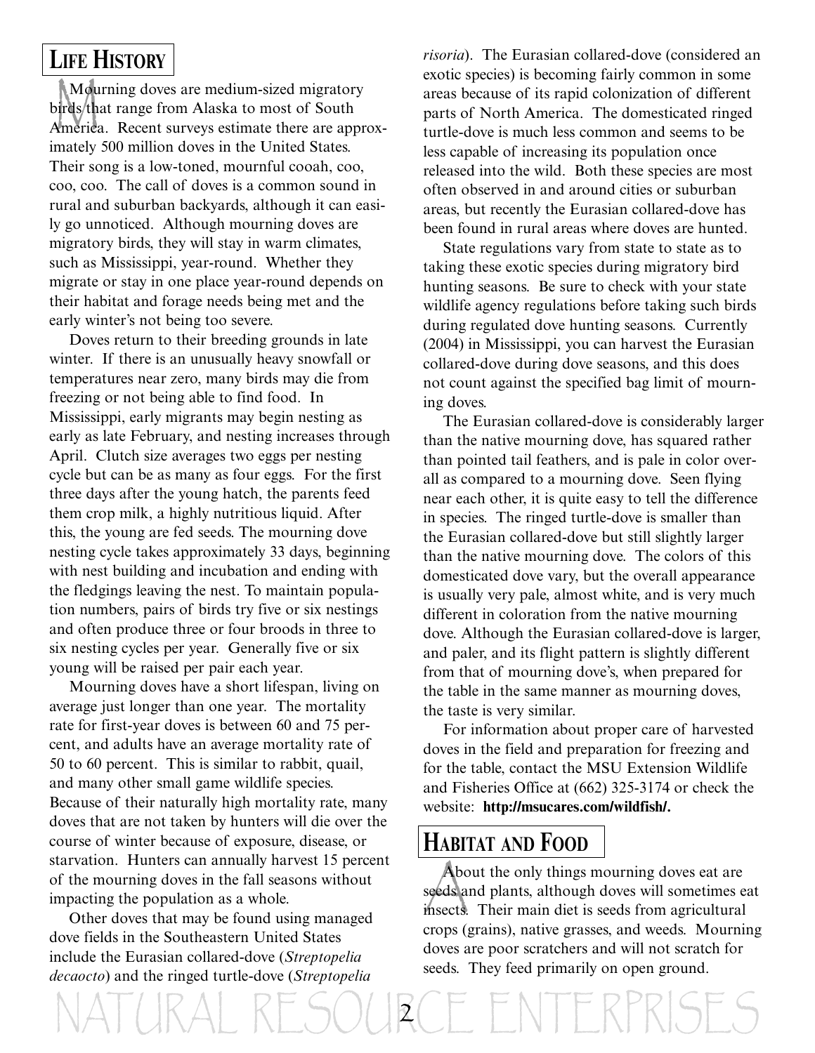## LIFE HISTORY

Mourning doves are medium-sized migratory birds that range from Alaska to most of South America. Recent surveys estimate there are approximately 500 million doves in the United States. Their song is a low-toned, mournful cooah, coo, coo, coo. The call of doves is a common sound in rural and suburban backyards, although it can easily go unnoticed. Although mourning doves are migratory birds, they will stay in warm climates, such as Mississippi, year-round. Whether they migrate or stay in one place year-round depends on their habitat and forage needs being met and the early winter's not being too severe.

Doves return to their breeding grounds in late winter. If there is an unusually heavy snowfall or temperatures near zero, many birds may die from freezing or not being able to find food. In Mississippi, early migrants may begin nesting as early as late February, and nesting increases through April. Clutch size averages two eggs per nesting cycle but can be as many as four eggs. For the first three days after the young hatch, the parents feed them crop milk, a highly nutritious liquid. After this, the young are fed seeds. The mourning dove nesting cycle takes approximately 33 days, beginning with nest building and incubation and ending with the fledgings leaving the nest. To maintain population numbers, pairs of birds try five or six nestings and often produce three or four broods in three to six nesting cycles per year. Generally five or six young will be raised per pair each year.

Mourning doves have a short lifespan, living on average just longer than one year. The mortality rate for first-year doves is between 60 and 75 percent, and adults have an average mortality rate of 50 to 60 percent. This is similar to rabbit, quail, and many other small game wildlife species. Because of their naturally high mortality rate, many doves that are not taken by hunters will die over the course of winter because of exposure, disease, or starvation. Hunters can annually harvest 15 percent of the mourning doves in the fall seasons without impacting the population as a whole.

Other doves that may be found using managed dove fields in the Southeastern United States include the Eurasian collared-dove (*Streptopelia decaocto*) and the ringed turtle-dove (*Streptopelia risoria*). The Eurasian collared-dove (considered an exotic species) is becoming fairly common in some areas because of its rapid colonization of different parts of North America. The domesticated ringed turtle-dove is much less common and seems to be less capable of increasing its population once released into the wild. Both these species are most often observed in and around cities or suburban areas, but recently the Eurasian collared-dove has been found in rural areas where doves are hunted.

State regulations vary from state to state as to taking these exotic species during migratory bird hunting seasons. Be sure to check with your state wildlife agency regulations before taking such birds during regulated dove hunting seasons. Currently (2004) in Mississippi, you can harvest the Eurasian collared-dove during dove seasons, and this does not count against the specified bag limit of mourning doves.

The Eurasian collared-dove is considerably larger than the native mourning dove, has squared rather than pointed tail feathers, and is pale in color overall as compared to a mourning dove. Seen flying near each other, it is quite easy to tell the difference in species. The ringed turtle-dove is smaller than the Eurasian collared-dove but still slightly larger than the native mourning dove. The colors of this domesticated dove vary, but the overall appearance is usually very pale, almost white, and is very much different in coloration from the native mourning dove. Although the Eurasian collared-dove is larger, and paler, and its flight pattern is slightly different from that of mourning dove's, when prepared for the table in the same manner as mourning doves, the taste is very similar.

For information about proper care of harvested doves in the field and preparation for freezing and for the table, contact the MSU Extension Wildlife and Fisheries Office at (662) 325-3174 or check the website: **http://msucares.com/wildfish/.**

## HABITAT AND FOOD

About the only things mourning doves eat are seeds and plants, although doves will sometimes eat insects. Their main diet is seeds from agricultural crops (grains), native grasses, and weeds. Mourning doves are poor scratchers and will not scratch for seeds. They feed primarily on open ground.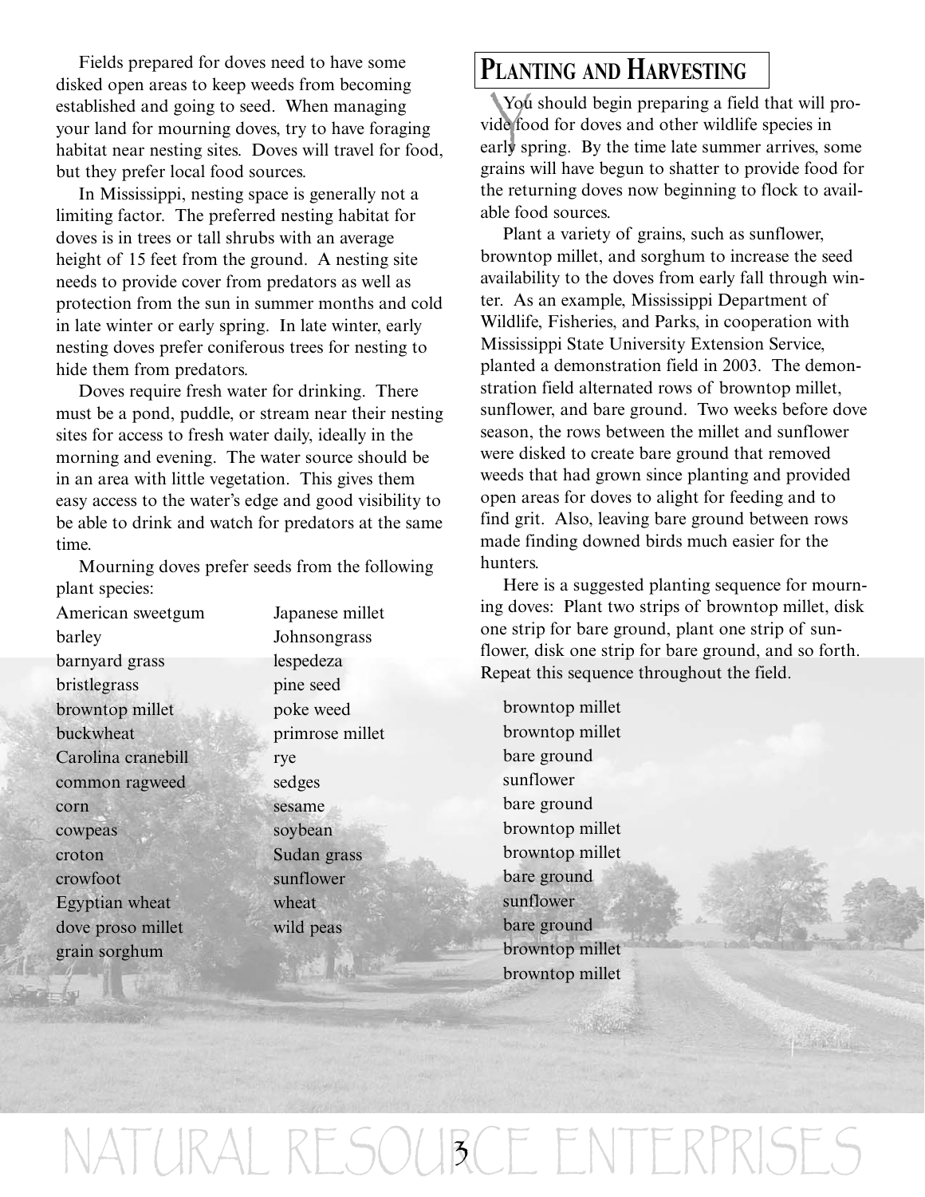Fields prepared for doves need to have some disked open areas to keep weeds from becoming established and going to seed. When managing your land for mourning doves, try to have foraging habitat near nesting sites. Doves will travel for food, but they prefer local food sources.

In Mississippi, nesting space is generally not a limiting factor. The preferred nesting habitat for doves is in trees or tall shrubs with an average height of 15 feet from the ground. A nesting site needs to provide cover from predators as well as protection from the sun in summer months and cold in late winter or early spring. In late winter, early nesting doves prefer coniferous trees for nesting to hide them from predators.

Doves require fresh water for drinking. There must be a pond, puddle, or stream near their nesting sites for access to fresh water daily, ideally in the morning and evening. The water source should be in an area with little vegetation. This gives them easy access to the water's edge and good visibility to be able to drink and watch for predators at the same time.

Mourning doves prefer seeds from the following plant species:

- American sweetgum
- barley
- barnyard grass
- bristlegrass
- browntop millet
- buckwheat
- Carolina cranebill
- common ragweed
- corn
- cowpeas
- croton
- crowfoot
- Egyptian wheat
- dove proso millet
- grain sorghum
- Japanese millet
- Johnsongrass
- lespedeza
- pine seed
- poke weed
- primrose millet
- rye
- sedges
- sesame
- soybean
- Sudan grass
- sunflower
- wheat
- wild peas

## Planting and Harvesting

You should begin preparing a field that will provide food for doves and other wildlife species in early spring. By the time late summer arrives, some grains will have begun to shatter to provide food for the returning doves now beginning to flock to available food sources.

Plant a variety of grains, such as sunflower, browntop millet, and sorghum to increase the seed availability to the doves from early fall through winter. As an example, Mississippi Department of Wildlife, Fisheries, and Parks, in cooperation with Mississippi State University Extension Service, planted a demonstration field in 2003. The demonstration field alternated rows of browntop millet, sunflower, and bare ground. Two weeks before dove season, the rows between the millet and sunflower were disked to create bare ground that removed weeds that had grown since planting and provided open areas for doves to alight for feeding and to find grit. Also, leaving bare ground between rows made finding downed birds much easier for the hunters.

Here is a suggested planting sequence for mourning doves: Plant two strips of browntop millet, disk one strip for bare ground, plant one strip of sunflower, disk one strip for bare ground, and so forth. Repeat this sequence throughout the field.

browntop millet
browntop millet
bare ground
sunflower
bare ground
browntop millet
browntop millet
bare ground
sunflower
bare ground
browntop millet
browntop millet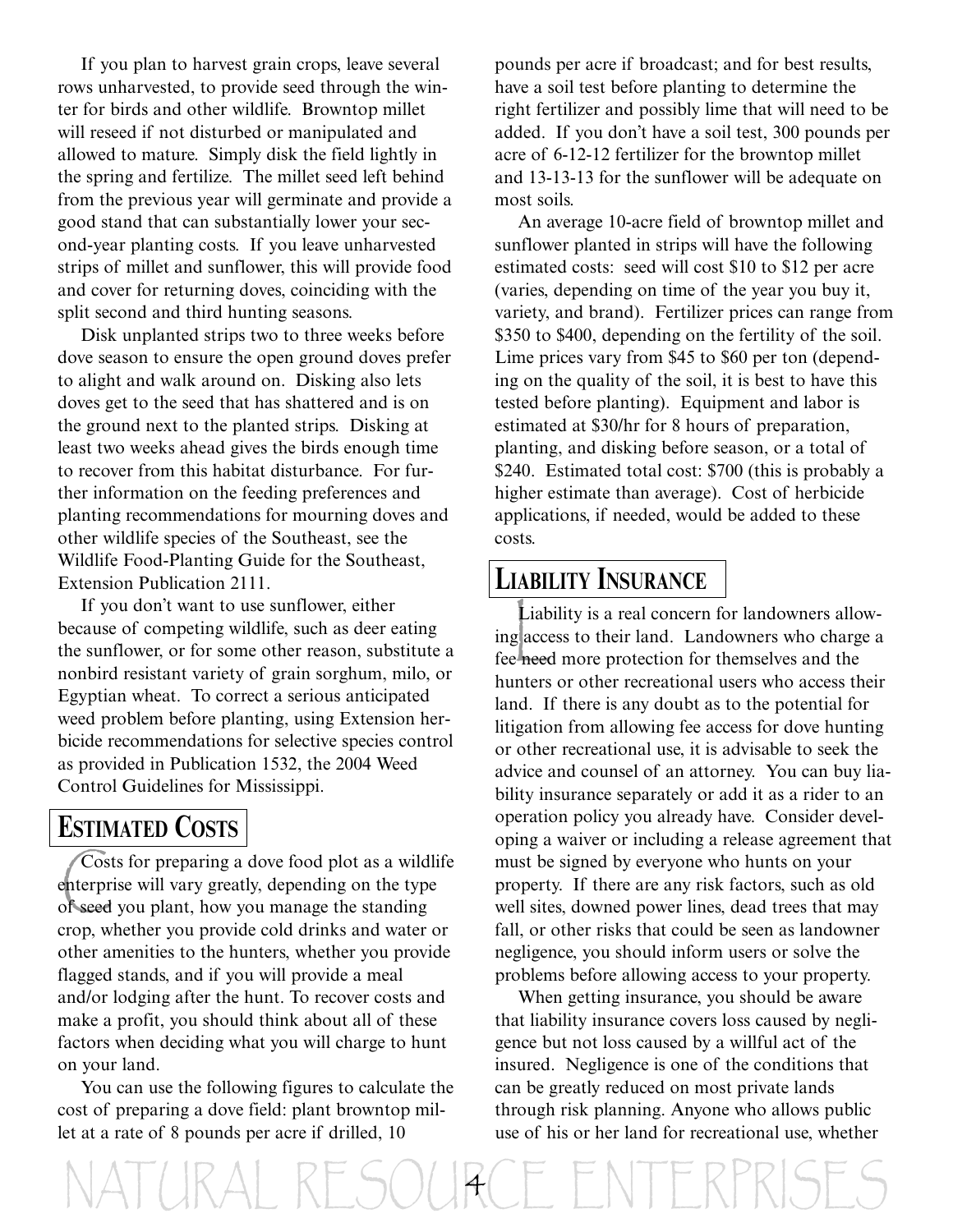If you plan to harvest grain crops, leave several rows unharvested, to provide seed through the winter for birds and other wildlife. Browntop millet will reseed if not disturbed or manipulated and allowed to mature. Simply disk the field lightly in the spring and fertilize. The millet seed left behind from the previous year will germinate and provide a good stand that can substantially lower your second-year planting costs. If you leave unharvested strips of millet and sunflower, this will provide food and cover for returning doves, coinciding with the split second and third hunting seasons.

Disk unplanted strips two to three weeks before dove season to ensure the open ground doves prefer to alight and walk around on. Disking also lets doves get to the seed that has shattered and is on the ground next to the planted strips. Disking at least two weeks ahead gives the birds enough time to recover from this habitat disturbance. For further information on the feeding preferences and planting recommendations for mourning doves and other wildlife species of the Southeast, see the Wildlife Food-Planting Guide for the Southeast, Extension Publication 2111.

If you don't want to use sunflower, either because of competing wildlife, such as deer eating the sunflower, or for some other reason, substitute a nonbird resistant variety of grain sorghum, milo, or Egyptian wheat. To correct a serious anticipated weed problem before planting, using Extension herbicide recommendations for selective species control as provided in Publication 1532, the 2004 Weed Control Guidelines for Mississippi.

## ESTIMATED COSTS

Costs for preparing a dove food plot as a wildlife enterprise will vary greatly, depending on the type of seed you plant, how you manage the standing crop, whether you provide cold drinks and water or other amenities to the hunters, whether you provide flagged stands, and if you will provide a meal and/or lodging after the hunt. To recover costs and make a profit, you should think about all of these factors when deciding what you will charge to hunt on your land.

You can use the following figures to calculate the cost of preparing a dove field: plant browntop millet at a rate of 8 pounds per acre if drilled, 10 pounds per acre if broadcast; and for best results, have a soil test before planting to determine the right fertilizer and possibly lime that will need to be added. If you don't have a soil test, 300 pounds per acre of 6-12-12 fertilizer for the browntop millet and 13-13-13 for the sunflower will be adequate on most soils.

An average 10-acre field of browntop millet and sunflower planted in strips will have the following estimated costs: seed will cost $10 to $12 per acre (varies, depending on time of the year you buy it, variety, and brand). Fertilizer prices can range from $350 to $400, depending on the fertility of the soil. Lime prices vary from $45 to $60 per ton (depending on the quality of the soil, it is best to have this tested before planting). Equipment and labor is estimated at $30/hr for 8 hours of preparation, planting, and disking before season, or a total of $240. Estimated total cost: $700 (this is probably a higher estimate than average). Cost of herbicide applications, if needed, would be added to these costs.

## LIABILITY INSURANCE

Liability is a real concern for landowners allowing access to their land. Landowners who charge a fee need more protection for themselves and the hunters or other recreational users who access their land. If there is any doubt as to the potential for litigation from allowing fee access for dove hunting or other recreational use, it is advisable to seek the advice and counsel of an attorney. You can buy liability insurance separately or add it as a rider to an operation policy you already have. Consider developing a waiver or including a release agreement that must be signed by everyone who hunts on your property. If there are any risk factors, such as old well sites, downed power lines, dead trees that may fall, or other risks that could be seen as landowner negligence, you should inform users or solve the problems before allowing access to your property.

When getting insurance, you should be aware that liability insurance covers loss caused by negligence but not loss caused by a willful act of the insured. Negligence is one of the conditions that can be greatly reduced on most private lands through risk planning. Anyone who allows public use of his or her land for recreational use, whether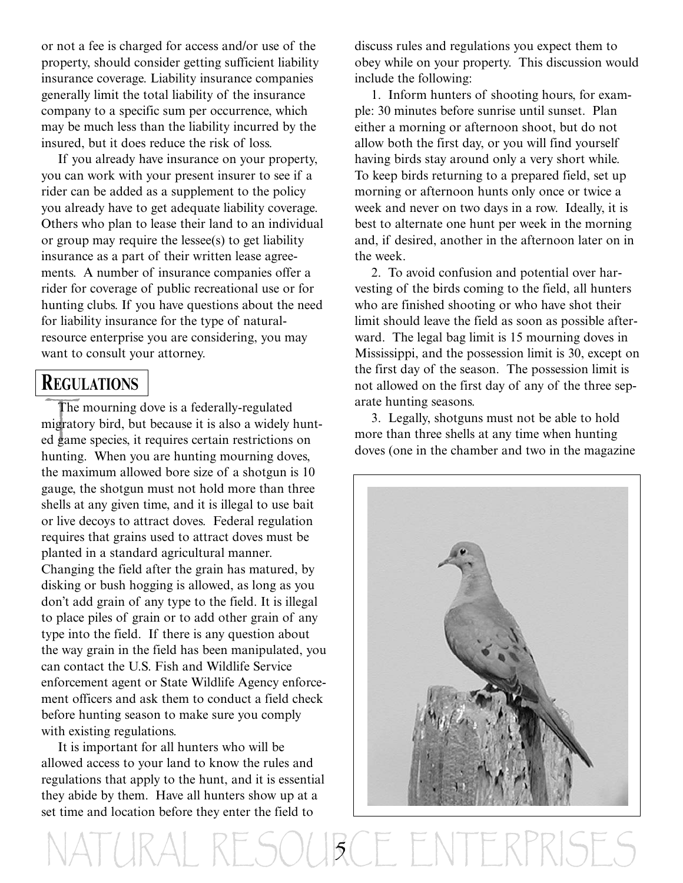or not a fee is charged for access and/or use of the property, should consider getting sufficient liability insurance coverage. Liability insurance companies generally limit the total liability of the insurance company to a specific sum per occurrence, which may be much less than the liability incurred by the insured, but it does reduce the risk of loss.

If you already have insurance on your property, you can work with your present insurer to see if a rider can be added as a supplement to the policy you already have to get adequate liability coverage. Others who plan to lease their land to an individual or group may require the lessee(s) to get liability insurance as a part of their written lease agreements. A number of insurance companies offer a rider for coverage of public recreational use or for hunting clubs. If you have questions about the need for liability insurance for the type of natural-resource enterprise you are considering, you may want to consult your attorney.

## REGULATIONS

The mourning dove is a federally-regulated migratory bird, but because it is also a widely hunted game species, it requires certain restrictions on hunting. When you are hunting mourning doves, the maximum allowed bore size of a shotgun is 10 gauge, the shotgun must not hold more than three shells at any given time, and it is illegal to use bait or live decoys to attract doves. Federal regulation requires that grains used to attract doves must be planted in a standard agricultural manner. Changing the field after the grain has matured, by disking or bush hogging is allowed, as long as you don't add grain of any type to the field. It is illegal to place piles of grain or to add other grain of any type into the field. If there is any question about the way grain in the field has been manipulated, you can contact the U.S. Fish and Wildlife Service enforcement agent or State Wildlife Agency enforcement officers and ask them to conduct a field check before hunting season to make sure you comply with existing regulations.

It is important for all hunters who will be allowed access to your land to know the rules and regulations that apply to the hunt, and it is essential they abide by them. Have all hunters show up at a set time and location before they enter the field to discuss rules and regulations you expect them to obey while on your property. This discussion would include the following:

1. Inform hunters of shooting hours, for example: 30 minutes before sunrise until sunset. Plan either a morning or afternoon shoot, but do not allow both the first day, or you will find yourself having birds stay around only a very short while. To keep birds returning to a prepared field, set up morning or afternoon hunts only once or twice a week and never on two days in a row. Ideally, it is best to alternate one hunt per week in the morning and, if desired, another in the afternoon later on in the week.

2. To avoid confusion and potential over harvesting of the birds coming to the field, all hunters who are finished shooting or who have shot their limit should leave the field as soon as possible afterward. The legal bag limit is 15 mourning doves in Mississippi, and the possession limit is 30, except on the first day of the season. The possession limit is not allowed on the first day of any of the three separate hunting seasons.

3. Legally, shotguns must not be able to hold more than three shells at any time when hunting doves (one in the chamber and two in the magazine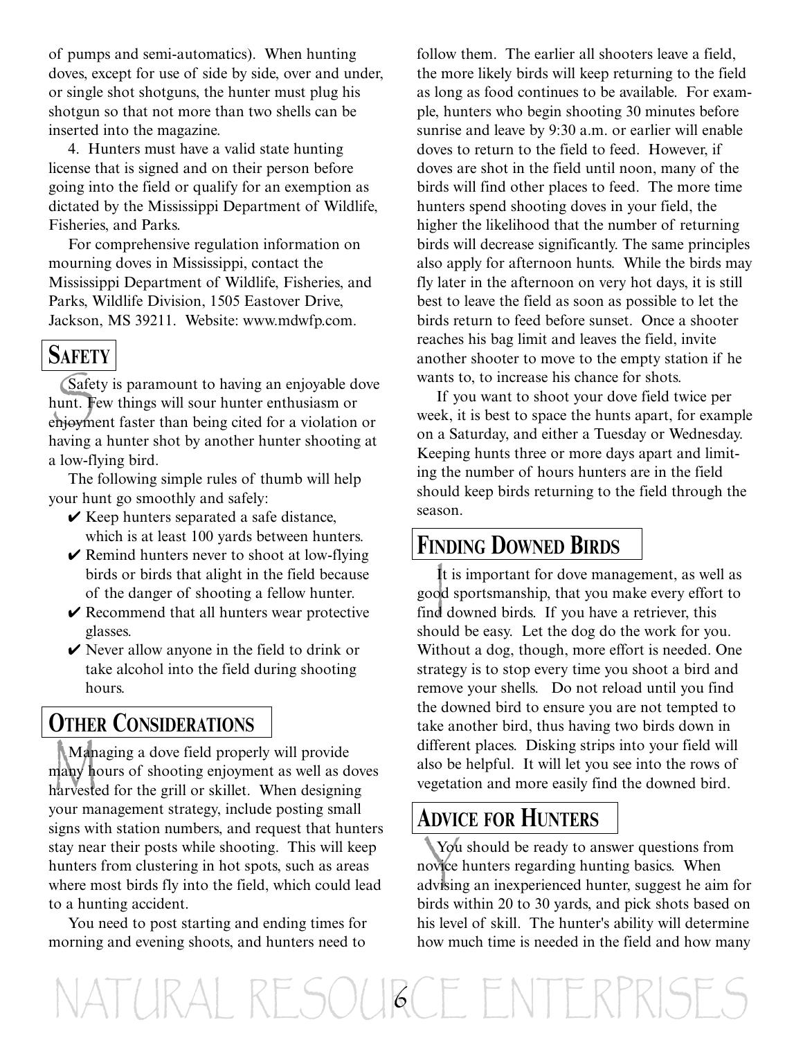of pumps and semi-automatics). When hunting doves, except for use of side by side, over and under, or single shot shotguns, the hunter must plug his shotgun so that not more than two shells can be inserted into the magazine.

4. Hunters must have a valid state hunting license that is signed and on their person before going into the field or qualify for an exemption as dictated by the Mississippi Department of Wildlife, Fisheries, and Parks.

For comprehensive regulation information on mourning doves in Mississippi, contact the Mississippi Department of Wildlife, Fisheries, and Parks, Wildlife Division, 1505 Eastover Drive, Jackson, MS 39211. Website: www.mdwfp.com.

## SAFETY

Safety is paramount to having an enjoyable dove hunt. Few things will sour hunter enthusiasm or enjoyment faster than being cited for a violation or having a hunter shot by another hunter shooting at a low-flying bird.

The following simple rules of thumb will help your hunt go smoothly and safely:

- ✔ Keep hunters separated a safe distance, which is at least 100 yards between hunters.
- ✔ Remind hunters never to shoot at low-flying birds or birds that alight in the field because of the danger of shooting a fellow hunter.
- ✔ Recommend that all hunters wear protective glasses.
- ✔ Never allow anyone in the field to drink or take alcohol into the field during shooting hours.

## OTHER CONSIDERATIONS

Managing a dove field properly will provide many hours of shooting enjoyment as well as doves harvested for the grill or skillet. When designing your management strategy, include posting small signs with station numbers, and request that hunters stay near their posts while shooting. This will keep hunters from clustering in hot spots, such as areas where most birds fly into the field, which could lead to a hunting accident.

You need to post starting and ending times for morning and evening shoots, and hunters need to follow them. The earlier all shooters leave a field, the more likely birds will keep returning to the field as long as food continues to be available. For example, hunters who begin shooting 30 minutes before sunrise and leave by 9:30 a.m. or earlier will enable doves to return to the field to feed. However, if doves are shot in the field until noon, many of the birds will find other places to feed. The more time hunters spend shooting doves in your field, the higher the likelihood that the number of returning birds will decrease significantly. The same principles also apply for afternoon hunts. While the birds may fly later in the afternoon on very hot days, it is still best to leave the field as soon as possible to let the birds return to feed before sunset. Once a shooter reaches his bag limit and leaves the field, invite another shooter to move to the empty station if he wants to, to increase his chance for shots.

If you want to shoot your dove field twice per week, it is best to space the hunts apart, for example on a Saturday, and either a Tuesday or Wednesday. Keeping hunts three or more days apart and limiting the number of hours hunters are in the field should keep birds returning to the field through the season.

## FINDING DOWNED BIRDS

It is important for dove management, as well as good sportsmanship, that you make every effort to find downed birds. If you have a retriever, this should be easy. Let the dog do the work for you. Without a dog, though, more effort is needed. One strategy is to stop every time you shoot a bird and remove your shells. Do not reload until you find the downed bird to ensure you are not tempted to take another bird, thus having two birds down in different places. Disking strips into your field will also be helpful. It will let you see into the rows of vegetation and more easily find the downed bird.

## ADVICE FOR HUNTERS

You should be ready to answer questions from novice hunters regarding hunting basics. When advising an inexperienced hunter, suggest he aim for birds within 20 to 30 yards, and pick shots based on his level of skill. The hunter's ability will determine how much time is needed in the field and how many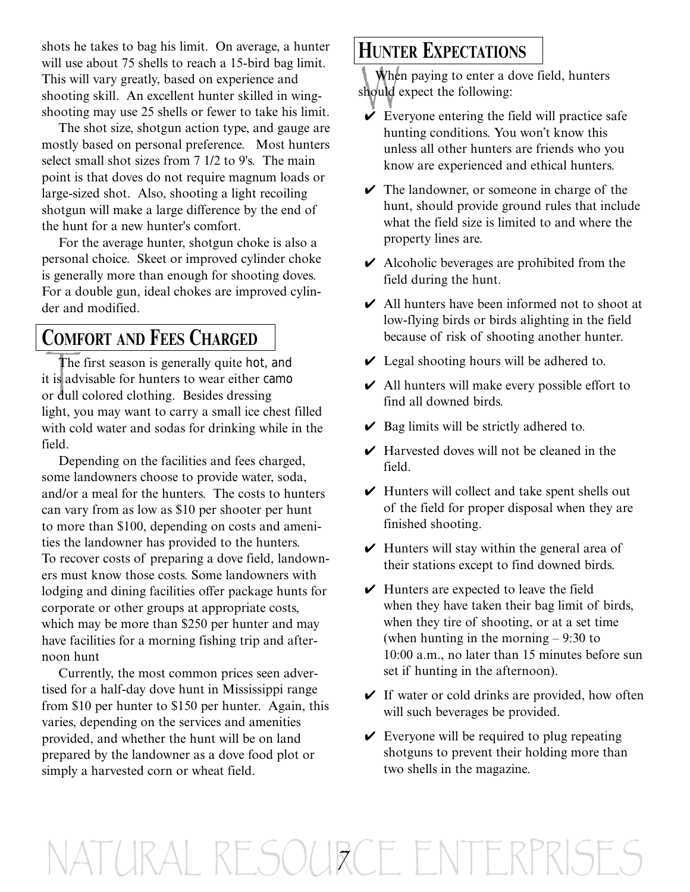shots he takes to bag his limit. On average, a hunter will use about 75 shells to reach a 15-bird bag limit. This will vary greatly, based on experience and shooting skill. An excellent hunter skilled in wing-shooting may use 25 shells or fewer to take his limit.

The shot size, shotgun action type, and gauge are mostly based on personal preference. Most hunters select small shot sizes from 7 1/2 to 9's. The main point is that doves do not require magnum loads or large-sized shot. Also, shooting a light recoiling shotgun will make a large difference by the end of the hunt for a new hunter's comfort.

For the average hunter, shotgun choke is also a personal choice. Skeet or improved cylinder choke is generally more than enough for shooting doves. For a double gun, ideal chokes are improved cylinder and modified.

## Comfort and Fees Charged

The first season is generally quite hot, and it is advisable for hunters to wear either camo or dull colored clothing. Besides dressing light, you may want to carry a small ice chest filled with cold water and sodas for drinking while in the field.

Depending on the facilities and fees charged, some landowners choose to provide water, soda, and/or a meal for the hunters. The costs to hunters can vary from as low as $10 per shooter per hunt to more than $100, depending on costs and amenities the landowner has provided to the hunters. To recover costs of preparing a dove field, landowners must know those costs. Some landowners with lodging and dining facilities offer package hunts for corporate or other groups at appropriate costs, which may be more than $250 per hunter and may have facilities for a morning fishing trip and afternoon hunt

Currently, the most common prices seen advertised for a half-day dove hunt in Mississippi range from $10 per hunter to $150 per hunter. Again, this varies, depending on the services and amenities provided, and whether the hunt will be on land prepared by the landowner as a dove food plot or simply a harvested corn or wheat field.

## Hunter Expectations

When paying to enter a dove field, hunters should expect the following:

- ✔ Everyone entering the field will practice safe hunting conditions. You won't know this unless all other hunters are friends who you know are experienced and ethical hunters.
- ✔ The landowner, or someone in charge of the hunt, should provide ground rules that include what the field size is limited to and where the property lines are.
- ✔ Alcoholic beverages are prohibited from the field during the hunt.
- ✔ All hunters have been informed not to shoot at low-flying birds or birds alighting in the field because of risk of shooting another hunter.
- ✔ Legal shooting hours will be adhered to.
- ✔ All hunters will make every possible effort to find all downed birds.
- ✔ Bag limits will be strictly adhered to.
- ✔ Harvested doves will not be cleaned in the field.
- ✔ Hunters will collect and take spent shells out of the field for proper disposal when they are finished shooting.
- ✔ Hunters will stay within the general area of their stations except to find downed birds.
- ✔ Hunters are expected to leave the field when they have taken their bag limit of birds, when they tire of shooting, or at a set time (when hunting in the morning – 9:30 to 10:00 a.m., no later than 15 minutes before sun set if hunting in the afternoon).
- ✔ If water or cold drinks are provided, how often will such beverages be provided.
- ✔ Everyone will be required to plug repeating shotguns to prevent their holding more than two shells in the magazine.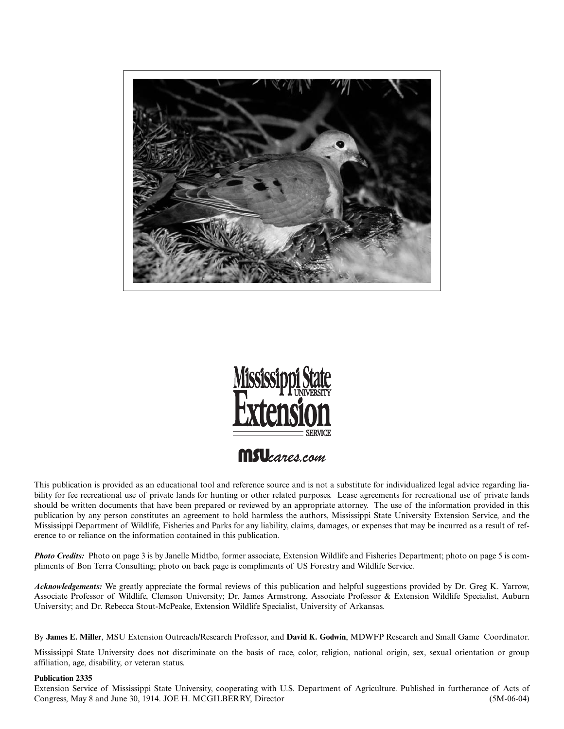Mississippi State UNIVERSITY Extension SERVICE

MSUcares.com

This publication is provided as an educational tool and reference source and is not a substitute for individualized legal advice regarding liability for fee recreational use of private lands for hunting or other related purposes. Lease agreements for recreational use of private lands should be written documents that have been prepared or reviewed by an appropriate attorney. The use of the information provided in this publication by any person constitutes an agreement to hold harmless the authors, Mississippi State University Extension Service, and the Mississippi Department of Wildlife, Fisheries and Parks for any liability, claims, damages, or expenses that may be incurred as a result of reference to or reliance on the information contained in this publication.

***Photo Credits:*** Photo on page 3 is by Janelle Midtbo, former associate, Extension Wildlife and Fisheries Department; photo on page 5 is compliments of Bon Terra Consulting; photo on back page is compliments of US Forestry and Wildlife Service.

***Acknowledgements:*** We greatly appreciate the formal reviews of this publication and helpful suggestions provided by Dr. Greg K. Yarrow, Associate Professor of Wildlife, Clemson University; Dr. James Armstrong, Associate Professor & Extension Wildlife Specialist, Auburn University; and Dr. Rebecca Stout-McPeake, Extension Wildlife Specialist, University of Arkansas.

By **James E. Miller**, MSU Extension Outreach/Research Professor, and **David K. Godwin**, MDWFP Research and Small Game Coordinator.

Mississippi State University does not discriminate on the basis of race, color, religion, national origin, sex, sexual orientation or group affiliation, age, disability, or veteran status.

**Publication 2335**

Extension Service of Mississippi State University, cooperating with U.S. Department of Agriculture. Published in furtherance of Acts of Congress, May 8 and June 30, 1914. JOE H. MCGILBERRY, Director (5M-06-04)